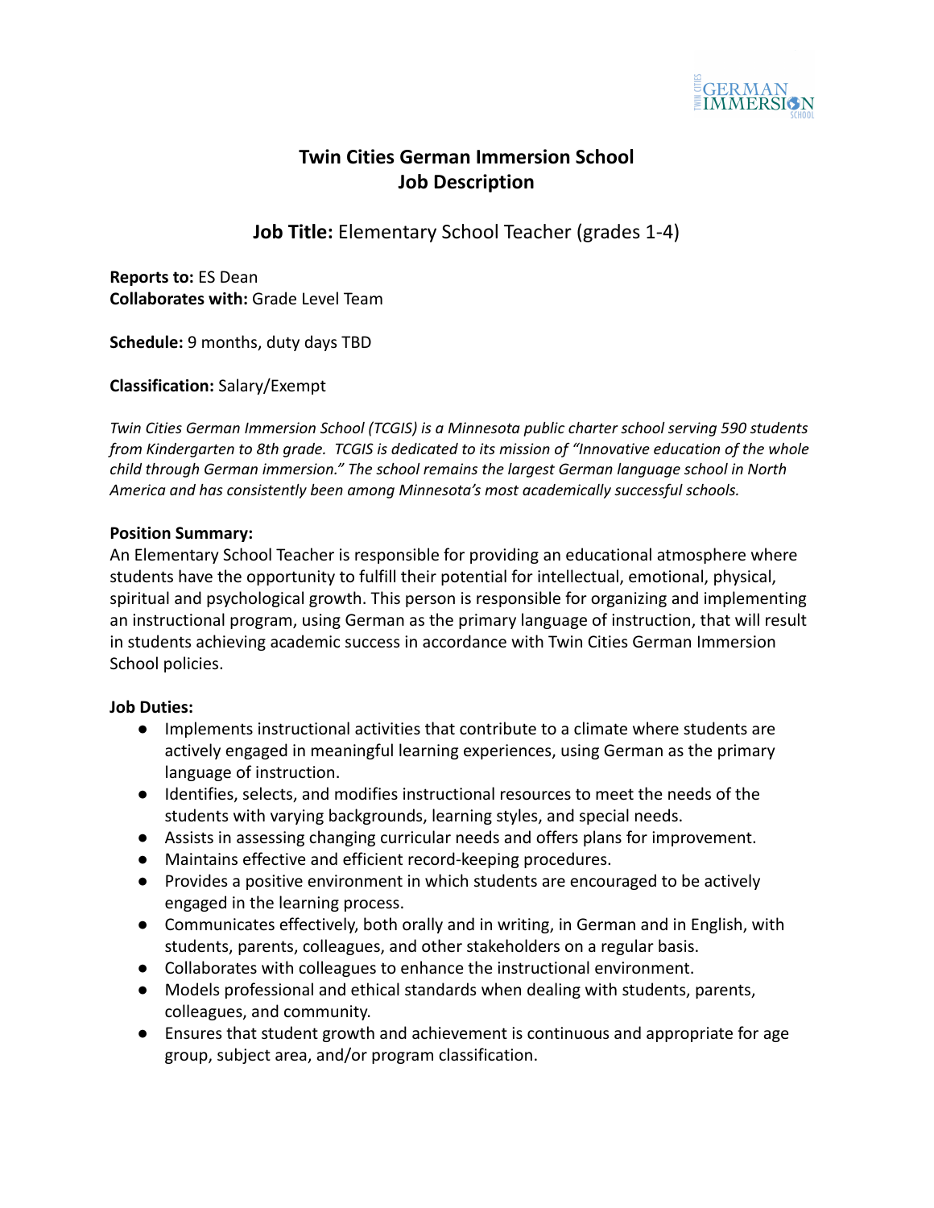# Twin Cities German Immersion School
# Job Description

## **Job Title:** Elementary School Teacher (grades 1-4)

**Reports to:** ES Dean
**Collaborates with:** Grade Level Team

**Schedule:** 9 months, duty days TBD

**Classification:** Salary/Exempt

*Twin Cities German Immersion School (TCGIS) is a Minnesota public charter school serving 590 students from Kindergarten to 8th grade. TCGIS is dedicated to its mission of "Innovative education of the whole child through German immersion." The school remains the largest German language school in North America and has consistently been among Minnesota's most academically successful schools.*

**Position Summary:**
An Elementary School Teacher is responsible for providing an educational atmosphere where students have the opportunity to fulfill their potential for intellectual, emotional, physical, spiritual and psychological growth. This person is responsible for organizing and implementing an instructional program, using German as the primary language of instruction, that will result in students achieving academic success in accordance with Twin Cities German Immersion School policies.

**Job Duties:**

- Implements instructional activities that contribute to a climate where students are actively engaged in meaningful learning experiences, using German as the primary language of instruction.
- Identifies, selects, and modifies instructional resources to meet the needs of the students with varying backgrounds, learning styles, and special needs.
- Assists in assessing changing curricular needs and offers plans for improvement.
- Maintains effective and efficient record-keeping procedures.
- Provides a positive environment in which students are encouraged to be actively engaged in the learning process.
- Communicates effectively, both orally and in writing, in German and in English, with students, parents, colleagues, and other stakeholders on a regular basis.
- Collaborates with colleagues to enhance the instructional environment.
- Models professional and ethical standards when dealing with students, parents, colleagues, and community.
- Ensures that student growth and achievement is continuous and appropriate for age group, subject area, and/or program classification.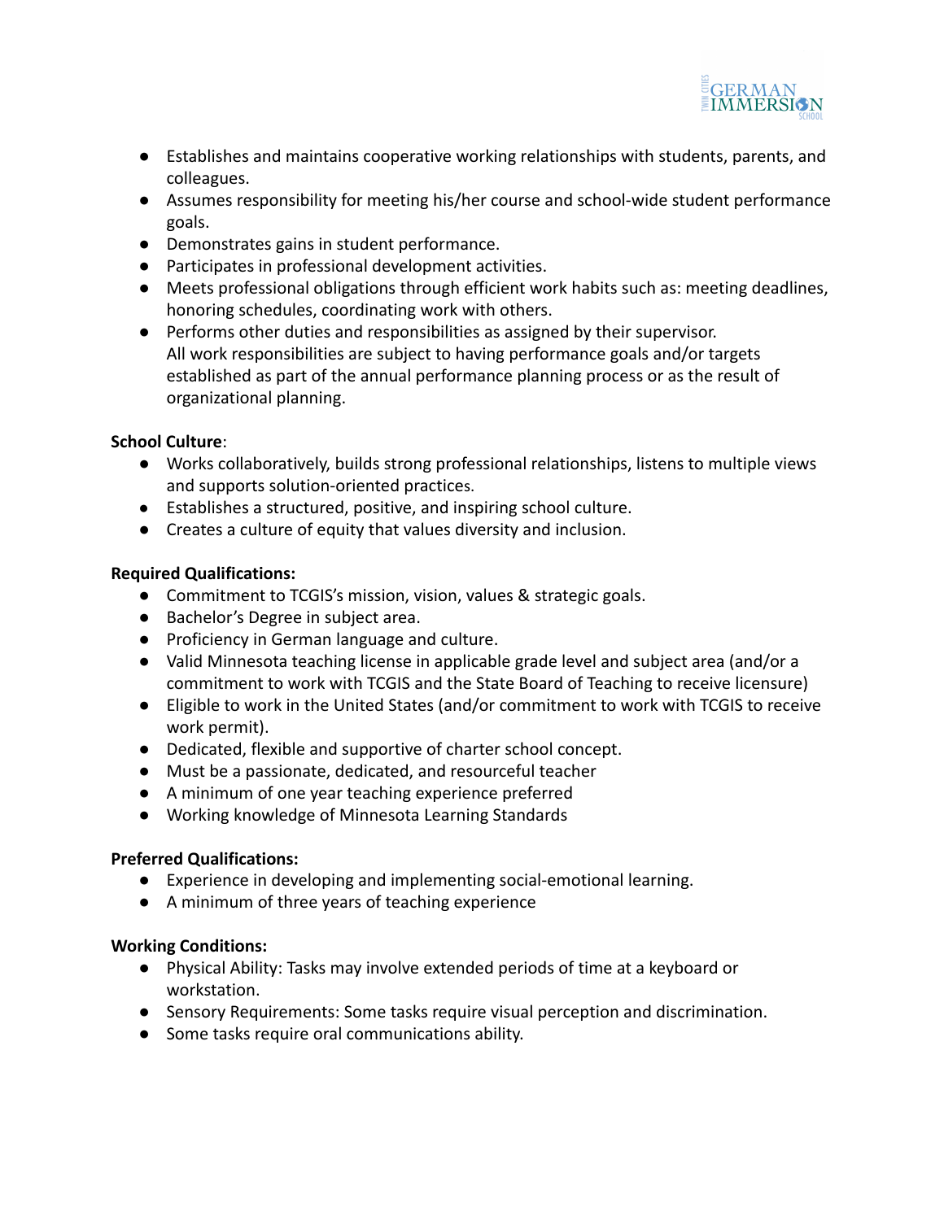- Establishes and maintains cooperative working relationships with students, parents, and colleagues.
- Assumes responsibility for meeting his/her course and school-wide student performance goals.
- Demonstrates gains in student performance.
- Participates in professional development activities.
- Meets professional obligations through efficient work habits such as: meeting deadlines, honoring schedules, coordinating work with others.
- Performs other duties and responsibilities as assigned by their supervisor.
  All work responsibilities are subject to having performance goals and/or targets established as part of the annual performance planning process or as the result of organizational planning.

**School Culture**:

- Works collaboratively, builds strong professional relationships, listens to multiple views and supports solution-oriented practices.
- Establishes a structured, positive, and inspiring school culture.
- Creates a culture of equity that values diversity and inclusion.

**Required Qualifications:**

- Commitment to TCGIS's mission, vision, values & strategic goals.
- Bachelor's Degree in subject area.
- Proficiency in German language and culture.
- Valid Minnesota teaching license in applicable grade level and subject area (and/or a commitment to work with TCGIS and the State Board of Teaching to receive licensure)
- Eligible to work in the United States (and/or commitment to work with TCGIS to receive work permit).
- Dedicated, flexible and supportive of charter school concept.
- Must be a passionate, dedicated, and resourceful teacher
- A minimum of one year teaching experience preferred
- Working knowledge of Minnesota Learning Standards

**Preferred Qualifications:**

- Experience in developing and implementing social-emotional learning.
- A minimum of three years of teaching experience

**Working Conditions:**

- Physical Ability: Tasks may involve extended periods of time at a keyboard or workstation.
- Sensory Requirements: Some tasks require visual perception and discrimination.
- Some tasks require oral communications ability.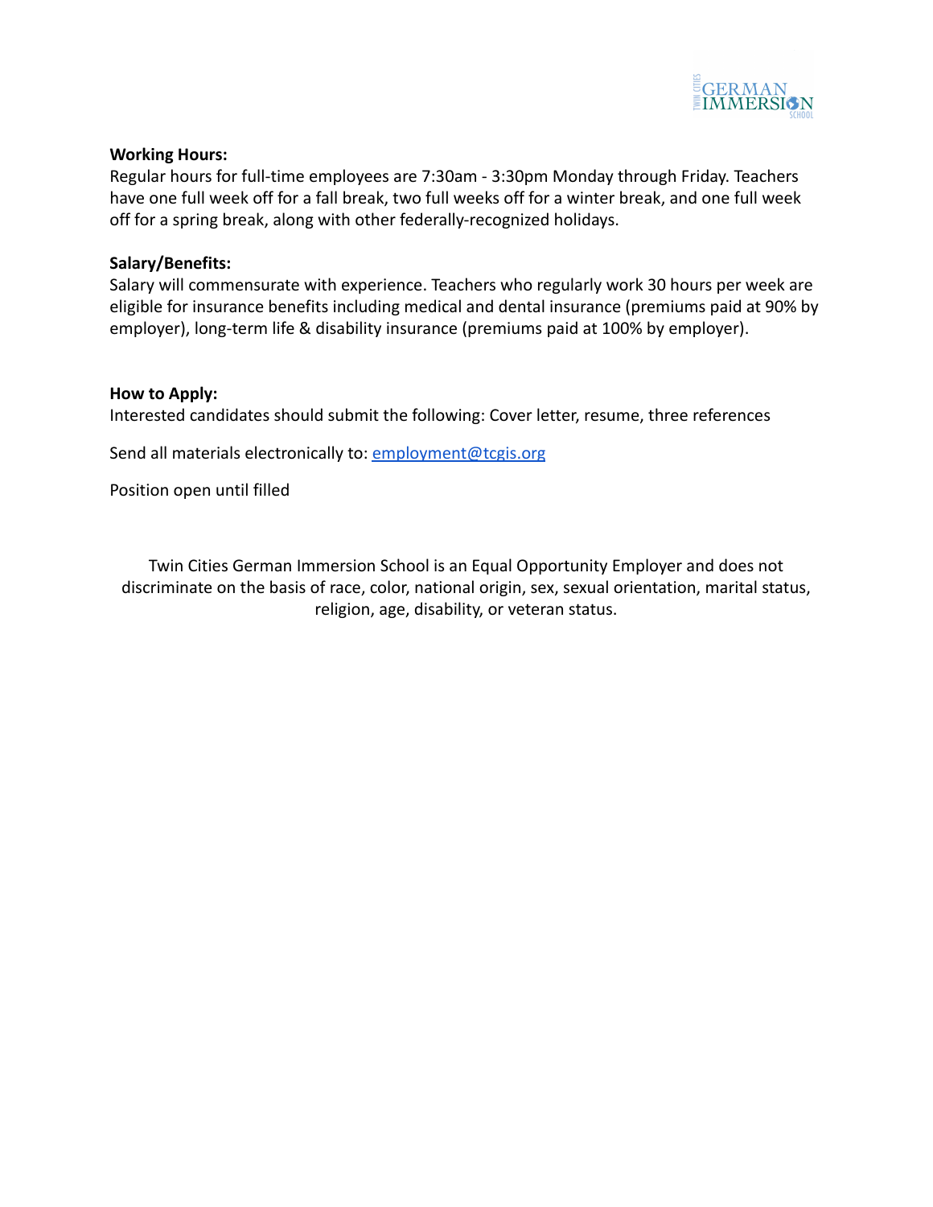**Working Hours:**

Regular hours for full-time employees are 7:30am - 3:30pm Monday through Friday. Teachers have one full week off for a fall break, two full weeks off for a winter break, and one full week off for a spring break, along with other federally-recognized holidays.

**Salary/Benefits:**

Salary will commensurate with experience. Teachers who regularly work 30 hours per week are eligible for insurance benefits including medical and dental insurance (premiums paid at 90% by employer), long-term life & disability insurance (premiums paid at 100% by employer).

**How to Apply:**

Interested candidates should submit the following: Cover letter, resume, three references

Send all materials electronically to: employment@tcgis.org

Position open until filled

Twin Cities German Immersion School is an Equal Opportunity Employer and does not discriminate on the basis of race, color, national origin, sex, sexual orientation, marital status, religion, age, disability, or veteran status.